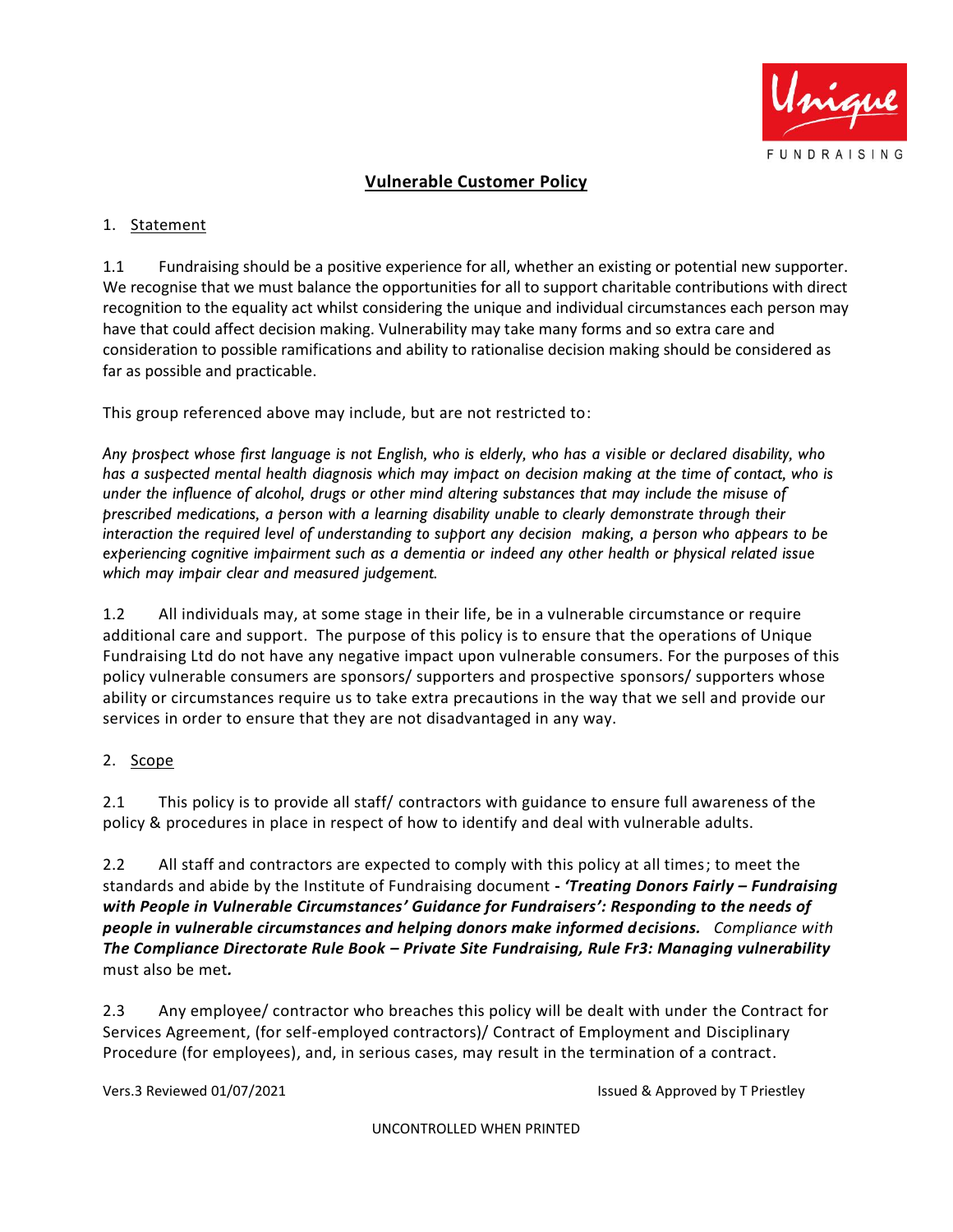# Vulnerable Customer Policy

1. Statement

1.1 Fundraising should be a positive experience for all, whether an existing or potential new supporter. We recognise that we must balance the opportunities for all to support charitable contributions with direct recognition to the equality act whilst considering the unique and individual circumstances each person may have that could affect decision making. Vulnerability may take many forms and so extra care and consideration to possible ramifications and ability to rationalise decision making should be considered as far as possible and practicable.

This group referenced above may include, but are not restricted to:

*Any prospect whose first language is not English, who is elderly, who has a visible or declared disability, who has a suspected mental health diagnosis which may impact on decision making at the time of contact, who is under the influence of alcohol, drugs or other mind altering substances that may include the misuse of prescribed medications, a person with a learning disability unable to clearly demonstrate through their interaction the required level of understanding to support any decision making, a person who appears to be experiencing cognitive impairment such as a dementia or indeed any other health or physical related issue which may impair clear and measured judgement.*

1.2 All individuals may, at some stage in their life, be in a vulnerable circumstance or require additional care and support. The purpose of this policy is to ensure that the operations of Unique Fundraising Ltd do not have any negative impact upon vulnerable consumers. For the purposes of this policy vulnerable consumers are sponsors/ supporters and prospective sponsors/ supporters whose ability or circumstances require us to take extra precautions in the way that we sell and provide our services in order to ensure that they are not disadvantaged in any way.

2. Scope

2.1 This policy is to provide all staff/ contractors with guidance to ensure full awareness of the policy & procedures in place in respect of how to identify and deal with vulnerable adults.

2.2 All staff and contractors are expected to comply with this policy at all times; to meet the standards and abide by the Institute of Fundraising document ***- 'Treating Donors Fairly – Fundraising with People in Vulnerable Circumstances' Guidance for Fundraisers': Responding to the needs of people in vulnerable circumstances and helping donors make informed decisions.*** *Compliance with* ***The Compliance Directorate Rule Book – Private Site Fundraising, Rule Fr3: Managing vulnerability*** must also be met***.***

2.3 Any employee/ contractor who breaches this policy will be dealt with under the Contract for Services Agreement, (for self-employed contractors)/ Contract of Employment and Disciplinary Procedure (for employees), and, in serious cases, may result in the termination of a contract.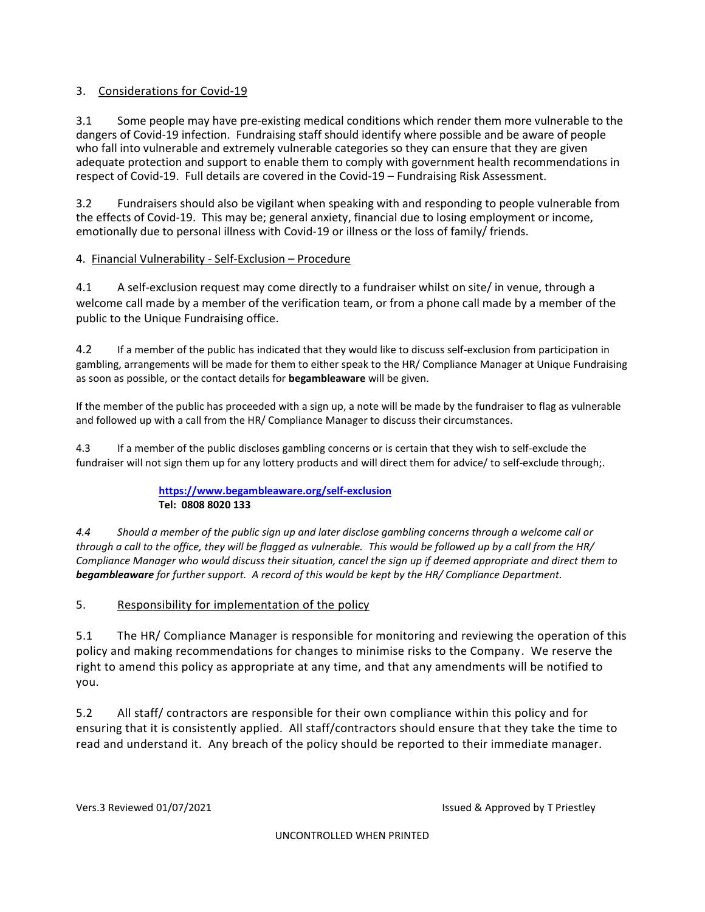## 3. Considerations for Covid-19

3.1 Some people may have pre-existing medical conditions which render them more vulnerable to the dangers of Covid-19 infection. Fundraising staff should identify where possible and be aware of people who fall into vulnerable and extremely vulnerable categories so they can ensure that they are given adequate protection and support to enable them to comply with government health recommendations in respect of Covid-19. Full details are covered in the Covid-19 – Fundraising Risk Assessment.

3.2 Fundraisers should also be vigilant when speaking with and responding to people vulnerable from the effects of Covid-19. This may be; general anxiety, financial due to losing employment or income, emotionally due to personal illness with Covid-19 or illness or the loss of family/ friends.

## 4. Financial Vulnerability - Self-Exclusion – Procedure

4.1 A self-exclusion request may come directly to a fundraiser whilst on site/ in venue, through a welcome call made by a member of the verification team, or from a phone call made by a member of the public to the Unique Fundraising office.

4.2 If a member of the public has indicated that they would like to discuss self-exclusion from participation in gambling, arrangements will be made for them to either speak to the HR/ Compliance Manager at Unique Fundraising as soon as possible, or the contact details for **begambleaware** will be given.

If the member of the public has proceeded with a sign up, a note will be made by the fundraiser to flag as vulnerable and followed up with a call from the HR/ Compliance Manager to discuss their circumstances.

4.3 If a member of the public discloses gambling concerns or is certain that they wish to self-exclude the fundraiser will not sign them up for any lottery products and will direct them for advice/ to self-exclude through;.

**https://www.begambleaware.org/self-exclusion**
**Tel: 0808 8020 133**

*4.4 Should a member of the public sign up and later disclose gambling concerns through a welcome call or through a call to the office, they will be flagged as vulnerable. This would be followed up by a call from the HR/ Compliance Manager who would discuss their situation, cancel the sign up if deemed appropriate and direct them to* ***begambleaware*** *for further support. A record of this would be kept by the HR/ Compliance Department.*

## 5. Responsibility for implementation of the policy

5.1 The HR/ Compliance Manager is responsible for monitoring and reviewing the operation of this policy and making recommendations for changes to minimise risks to the Company. We reserve the right to amend this policy as appropriate at any time, and that any amendments will be notified to you.

5.2 All staff/ contractors are responsible for their own compliance within this policy and for ensuring that it is consistently applied. All staff/contractors should ensure that they take the time to read and understand it. Any breach of the policy should be reported to their immediate manager.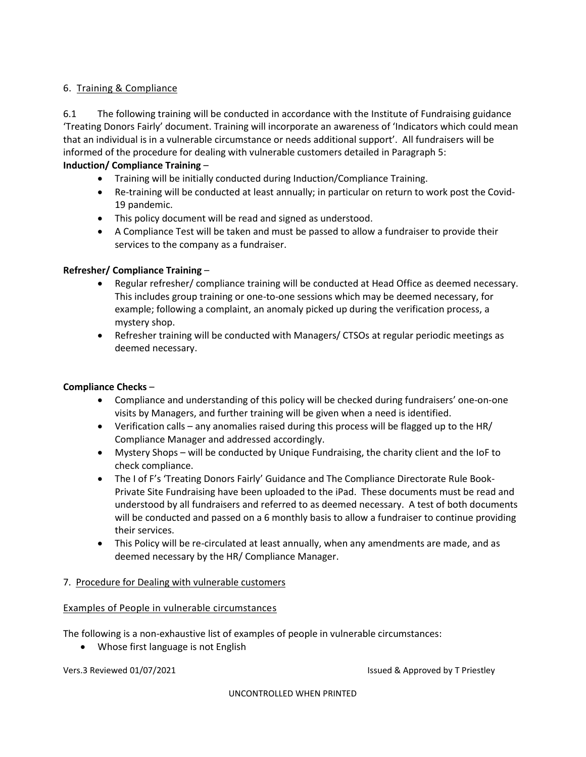## 6. Training & Compliance

6.1 The following training will be conducted in accordance with the Institute of Fundraising guidance 'Treating Donors Fairly' document. Training will incorporate an awareness of 'Indicators which could mean that an individual is in a vulnerable circumstance or needs additional support'. All fundraisers will be informed of the procedure for dealing with vulnerable customers detailed in Paragraph 5:

**Induction/ Compliance Training** –

- Training will be initially conducted during Induction/Compliance Training.
- Re-training will be conducted at least annually; in particular on return to work post the Covid-19 pandemic.
- This policy document will be read and signed as understood.
- A Compliance Test will be taken and must be passed to allow a fundraiser to provide their services to the company as a fundraiser.

**Refresher/ Compliance Training** –

- Regular refresher/ compliance training will be conducted at Head Office as deemed necessary. This includes group training or one-to-one sessions which may be deemed necessary, for example; following a complaint, an anomaly picked up during the verification process, a mystery shop.
- Refresher training will be conducted with Managers/ CTSOs at regular periodic meetings as deemed necessary.

**Compliance Checks** –

- Compliance and understanding of this policy will be checked during fundraisers' one-on-one visits by Managers, and further training will be given when a need is identified.
- Verification calls – any anomalies raised during this process will be flagged up to the HR/ Compliance Manager and addressed accordingly.
- Mystery Shops – will be conducted by Unique Fundraising, the charity client and the IoF to check compliance.
- The I of F's 'Treating Donors Fairly' Guidance and The Compliance Directorate Rule Book-Private Site Fundraising have been uploaded to the iPad. These documents must be read and understood by all fundraisers and referred to as deemed necessary. A test of both documents will be conducted and passed on a 6 monthly basis to allow a fundraiser to continue providing their services.
- This Policy will be re-circulated at least annually, when any amendments are made, and as deemed necessary by the HR/ Compliance Manager.

## 7. Procedure for Dealing with vulnerable customers

### Examples of People in vulnerable circumstances

The following is a non-exhaustive list of examples of people in vulnerable circumstances:

- Whose first language is not English

Vers.3 Reviewed 01/07/2021 Issued & Approved by T Priestley

UNCONTROLLED WHEN PRINTED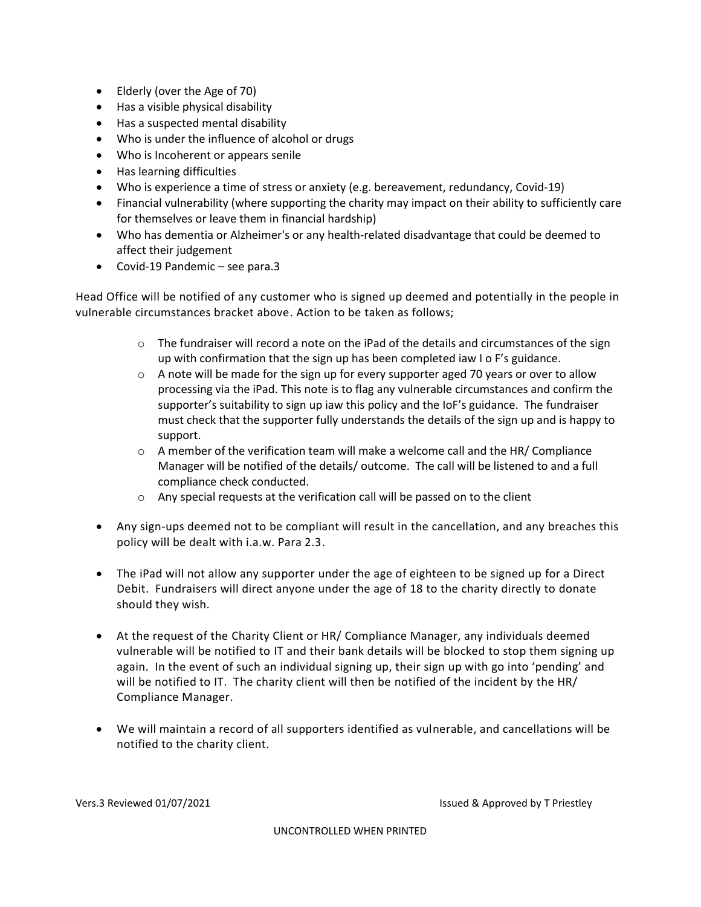- Elderly (over the Age of 70)
- Has a visible physical disability
- Has a suspected mental disability
- Who is under the influence of alcohol or drugs
- Who is Incoherent or appears senile
- Has learning difficulties
- Who is experience a time of stress or anxiety (e.g. bereavement, redundancy, Covid-19)
- Financial vulnerability (where supporting the charity may impact on their ability to sufficiently care for themselves or leave them in financial hardship)
- Who has dementia or Alzheimer's or any health-related disadvantage that could be deemed to affect their judgement
- Covid-19 Pandemic – see para.3

Head Office will be notified of any customer who is signed up deemed and potentially in the people in vulnerable circumstances bracket above. Action to be taken as follows;

- The fundraiser will record a note on the iPad of the details and circumstances of the sign up with confirmation that the sign up has been completed iaw I o F's guidance.
- A note will be made for the sign up for every supporter aged 70 years or over to allow processing via the iPad. This note is to flag any vulnerable circumstances and confirm the supporter's suitability to sign up iaw this policy and the IoF's guidance. The fundraiser must check that the supporter fully understands the details of the sign up and is happy to support.
- A member of the verification team will make a welcome call and the HR/ Compliance Manager will be notified of the details/ outcome. The call will be listened to and a full compliance check conducted.
- Any special requests at the verification call will be passed on to the client

- Any sign-ups deemed not to be compliant will result in the cancellation, and any breaches this policy will be dealt with i.a.w. Para 2.3.

- The iPad will not allow any supporter under the age of eighteen to be signed up for a Direct Debit. Fundraisers will direct anyone under the age of 18 to the charity directly to donate should they wish.

- At the request of the Charity Client or HR/ Compliance Manager, any individuals deemed vulnerable will be notified to IT and their bank details will be blocked to stop them signing up again. In the event of such an individual signing up, their sign up with go into 'pending' and will be notified to IT. The charity client will then be notified of the incident by the HR/ Compliance Manager.

- We will maintain a record of all supporters identified as vulnerable, and cancellations will be notified to the charity client.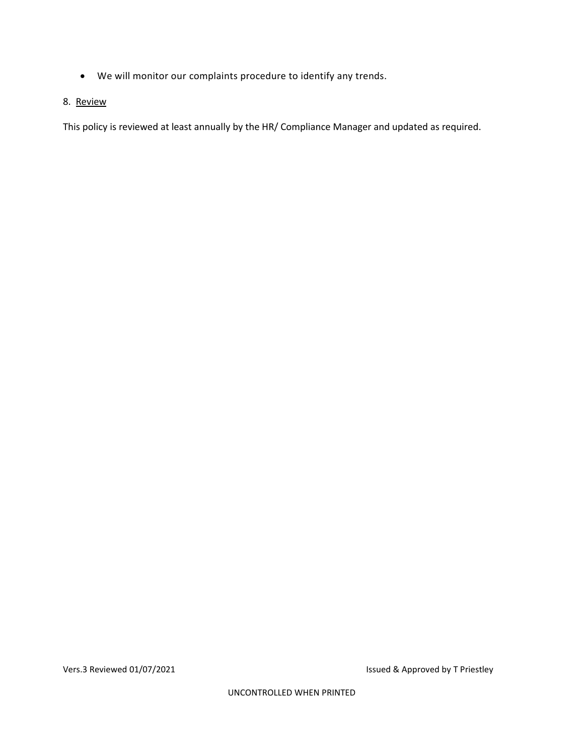- We will monitor our complaints procedure to identify any trends.

8. Review

This policy is reviewed at least annually by the HR/ Compliance Manager and updated as required.